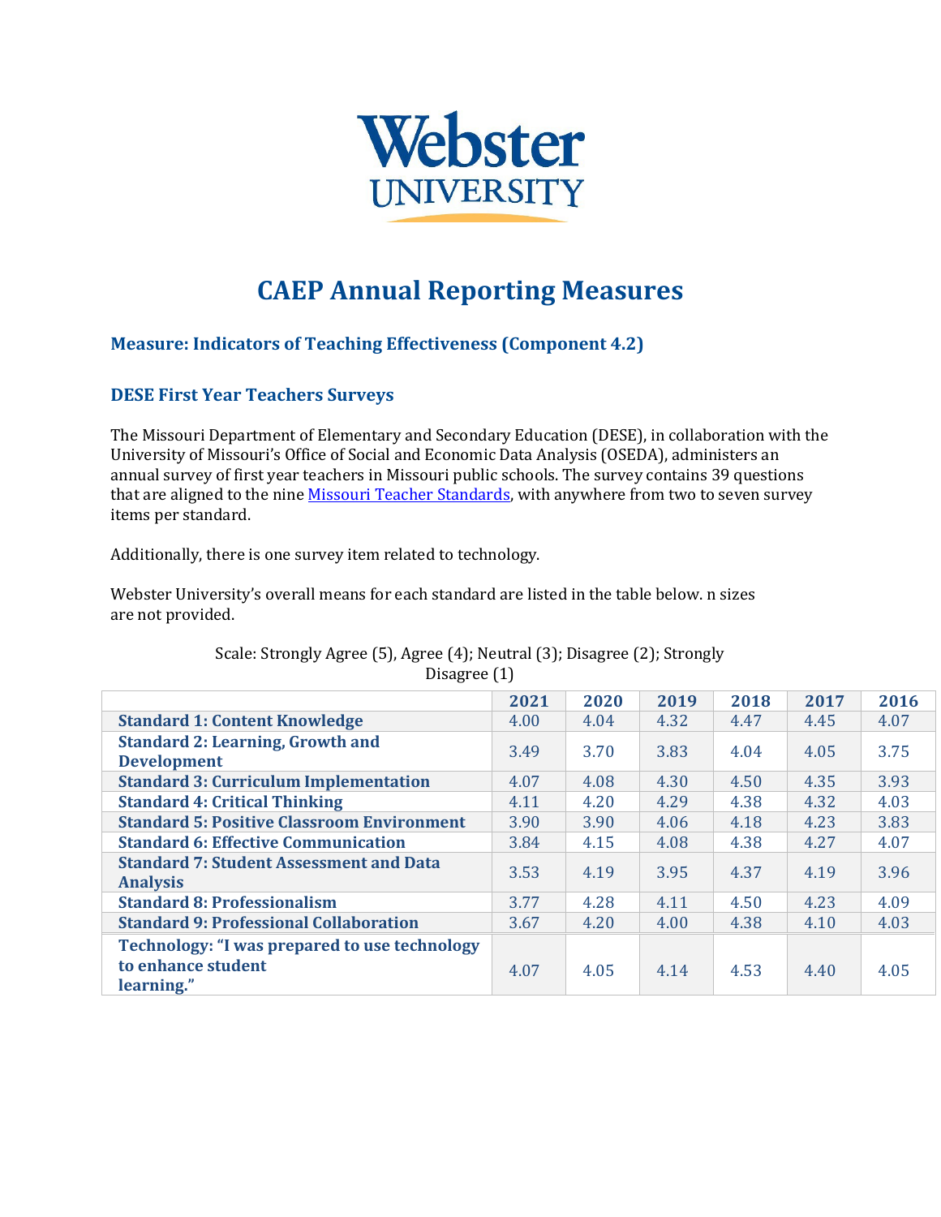# CAEP Annual Reporting Measures

### Measure: Indicators of Teaching Effectiveness (Component 4.2)

### DESE First Year Teachers Surveys

The Missouri Department of Elementary and Secondary Education (DESE), in collaboration with the University of Missouri's Office of Social and Economic Data Analysis (OSEDA), administers an annual survey of first year teachers in Missouri public schools. The survey contains 39 questions that are aligned to the nine [Missouri Teacher Standards](), with anywhere from two to seven survey items per standard.

Additionally, there is one survey item related to technology.

Webster University's overall means for each standard are listed in the table below. n sizes are not provided.

Scale: Strongly Agree (5), Agree (4); Neutral (3); Disagree (2); Strongly Disagree (1)

| | 2021 | 2020 | 2019 | 2018 | 2017 | 2016 |
|---|---|---|---|---|---|---|
| **Standard 1: Content Knowledge** | 4.00 | 4.04 | 4.32 | 4.47 | 4.45 | 4.07 |
| **Standard 2: Learning, Growth and Development** | 3.49 | 3.70 | 3.83 | 4.04 | 4.05 | 3.75 |
| **Standard 3: Curriculum Implementation** | 4.07 | 4.08 | 4.30 | 4.50 | 4.35 | 3.93 |
| **Standard 4: Critical Thinking** | 4.11 | 4.20 | 4.29 | 4.38 | 4.32 | 4.03 |
| **Standard 5: Positive Classroom Environment** | 3.90 | 3.90 | 4.06 | 4.18 | 4.23 | 3.83 |
| **Standard 6: Effective Communication** | 3.84 | 4.15 | 4.08 | 4.38 | 4.27 | 4.07 |
| **Standard 7: Student Assessment and Data Analysis** | 3.53 | 4.19 | 3.95 | 4.37 | 4.19 | 3.96 |
| **Standard 8: Professionalism** | 3.77 | 4.28 | 4.11 | 4.50 | 4.23 | 4.09 |
| **Standard 9: Professional Collaboration** | 3.67 | 4.20 | 4.00 | 4.38 | 4.10 | 4.03 |
| **Technology: "I was prepared to use technology to enhance student learning."** | 4.07 | 4.05 | 4.14 | 4.53 | 4.40 | 4.05 |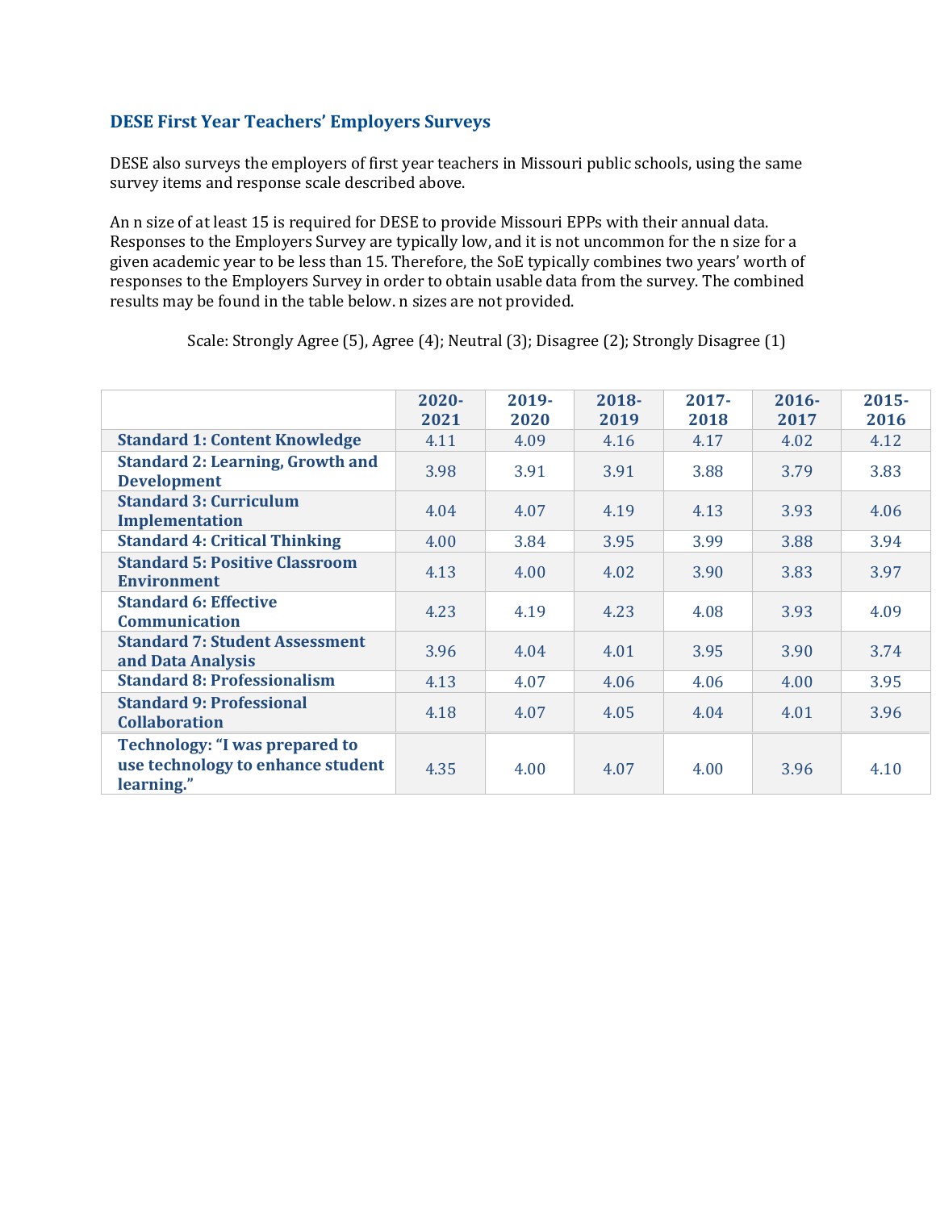### DESE First Year Teachers' Employers Surveys

DESE also surveys the employers of first year teachers in Missouri public schools, using the same survey items and response scale described above.

An n size of at least 15 is required for DESE to provide Missouri EPPs with their annual data. Responses to the Employers Survey are typically low, and it is not uncommon for the n size for a given academic year to be less than 15. Therefore, the SoE typically combines two years' worth of responses to the Employers Survey in order to obtain usable data from the survey. The combined results may be found in the table below. n sizes are not provided.

Scale: Strongly Agree (5), Agree (4); Neutral (3); Disagree (2); Strongly Disagree (1)

| | 2020-2021 | 2019-2020 | 2018-2019 | 2017-2018 | 2016-2017 | 2015-2016 |
|---|---|---|---|---|---|---|
| **Standard 1: Content Knowledge** | 4.11 | 4.09 | 4.16 | 4.17 | 4.02 | 4.12 |
| **Standard 2: Learning, Growth and Development** | 3.98 | 3.91 | 3.91 | 3.88 | 3.79 | 3.83 |
| **Standard 3: Curriculum Implementation** | 4.04 | 4.07 | 4.19 | 4.13 | 3.93 | 4.06 |
| **Standard 4: Critical Thinking** | 4.00 | 3.84 | 3.95 | 3.99 | 3.88 | 3.94 |
| **Standard 5: Positive Classroom Environment** | 4.13 | 4.00 | 4.02 | 3.90 | 3.83 | 3.97 |
| **Standard 6: Effective Communication** | 4.23 | 4.19 | 4.23 | 4.08 | 3.93 | 4.09 |
| **Standard 7: Student Assessment and Data Analysis** | 3.96 | 4.04 | 4.01 | 3.95 | 3.90 | 3.74 |
| **Standard 8: Professionalism** | 4.13 | 4.07 | 4.06 | 4.06 | 4.00 | 3.95 |
| **Standard 9: Professional Collaboration** | 4.18 | 4.07 | 4.05 | 4.04 | 4.01 | 3.96 |
| **Technology: "I was prepared to use technology to enhance student learning."** | 4.35 | 4.00 | 4.07 | 4.00 | 3.96 | 4.10 |